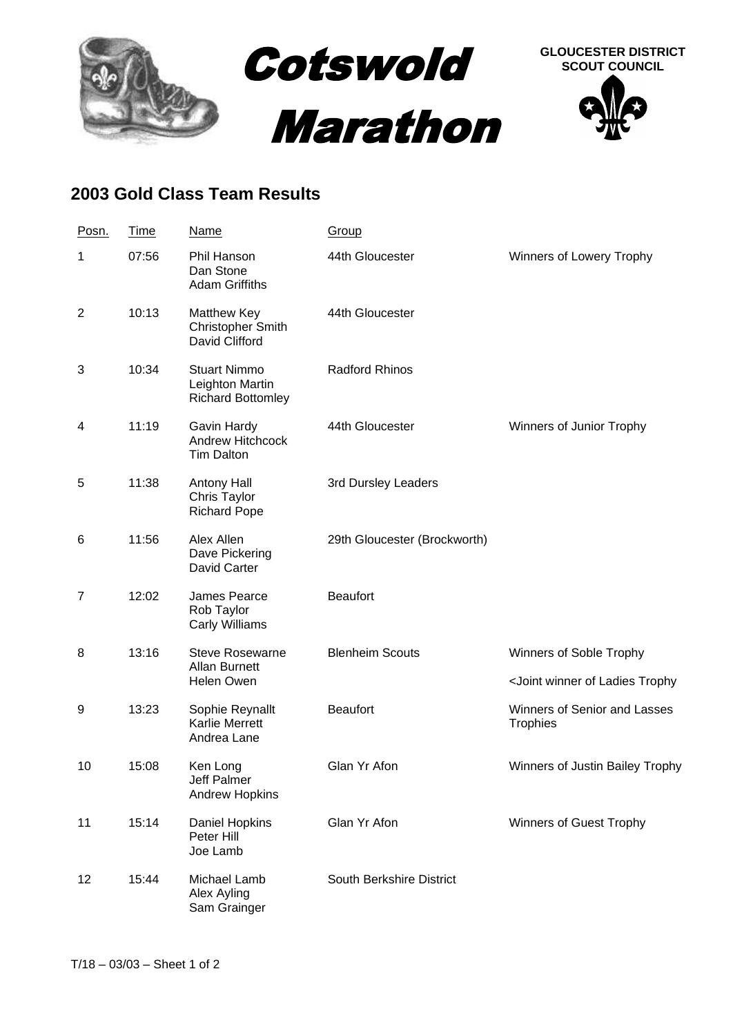# Cotswold Marathon

**GLOUCESTER DISTRICT SCOUT COUNCIL**

## 2003 Gold Class Team Results

| Posn. | Time | Name | Group | |
|---|---|---|---|---|
| 1 | 07:56 | Phil Hanson<br>Dan Stone<br>Adam Griffiths | 44th Gloucester | Winners of Lowery Trophy |
| 2 | 10:13 | Matthew Key<br>Christopher Smith<br>David Clifford | 44th Gloucester | |
| 3 | 10:34 | Stuart Nimmo<br>Leighton Martin<br>Richard Bottomley | Radford Rhinos | |
| 4 | 11:19 | Gavin Hardy<br>Andrew Hitchcock<br>Tim Dalton | 44th Gloucester | Winners of Junior Trophy |
| 5 | 11:38 | Antony Hall<br>Chris Taylor<br>Richard Pope | 3rd Dursley Leaders | |
| 6 | 11:56 | Alex Allen<br>Dave Pickering<br>David Carter | 29th Gloucester (Brockworth) | |
| 7 | 12:02 | James Pearce<br>Rob Taylor<br>Carly Williams | Beaufort | |
| 8 | 13:16 | Steve Rosewarne<br>Allan Burnett<br>Helen Owen | Blenheim Scouts | Winners of Soble Trophy<br><Joint winner of Ladies Trophy |
| 9 | 13:23 | Sophie Reynallt<br>Karlie Merrett<br>Andrea Lane | Beaufort | Winners of Senior and Lasses Trophies |
| 10 | 15:08 | Ken Long<br>Jeff Palmer<br>Andrew Hopkins | Glan Yr Afon | Winners of Justin Bailey Trophy |
| 11 | 15:14 | Daniel Hopkins<br>Peter Hill<br>Joe Lamb | Glan Yr Afon | Winners of Guest Trophy |
| 12 | 15:44 | Michael Lamb<br>Alex Ayling<br>Sam Grainger | South Berkshire District | |

T/18 – 03/03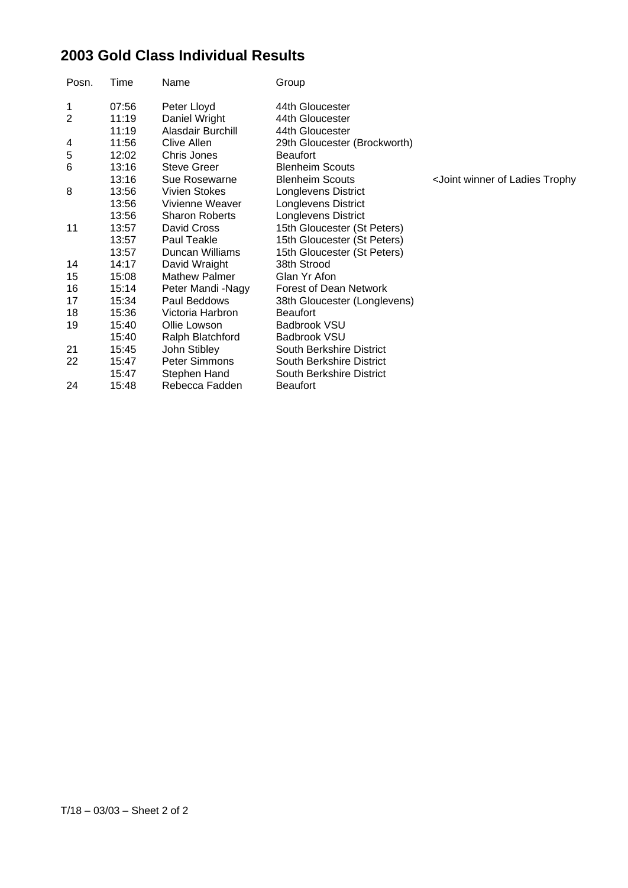## 2003 Gold Class Individual Results

| Posn. | Time | Name | Group | |
|---|---|---|---|---|
| 1 | 07:56 | Peter Lloyd | 44th Gloucester | |
| 2 | 11:19 | Daniel Wright | 44th Gloucester | |
| | 11:19 | Alasdair Burchill | 44th Gloucester | |
| 4 | 11:56 | Clive Allen | 29th Gloucester (Brockworth) | |
| 5 | 12:02 | Chris Jones | Beaufort | |
| 6 | 13:16 | Steve Greer | Blenheim Scouts | |
| | 13:16 | Sue Rosewarne | Blenheim Scouts | <Joint winner of Ladies Trophy |
| 8 | 13:56 | Vivien Stokes | Longlevens District | |
| | 13:56 | Vivienne Weaver | Longlevens District | |
| | 13:56 | Sharon Roberts | Longlevens District | |
| 11 | 13:57 | David Cross | 15th Gloucester (St Peters) | |
| | 13:57 | Paul Teakle | 15th Gloucester (St Peters) | |
| | 13:57 | Duncan Williams | 15th Gloucester (St Peters) | |
| 14 | 14:17 | David Wraight | 38th Strood | |
| 15 | 15:08 | Mathew Palmer | Glan Yr Afon | |
| 16 | 15:14 | Peter Mandi -Nagy | Forest of Dean Network | |
| 17 | 15:34 | Paul Beddows | 38th Gloucester (Longlevens) | |
| 18 | 15:36 | Victoria Harbron | Beaufort | |
| 19 | 15:40 | Ollie Lowson | Badbrook VSU | |
| | 15:40 | Ralph Blatchford | Badbrook VSU | |
| 21 | 15:45 | John Stibley | South Berkshire District | |
| 22 | 15:47 | Peter Simmons | South Berkshire District | |
| | 15:47 | Stephen Hand | South Berkshire District | |
| 24 | 15:48 | Rebecca Fadden | Beaufort | |

T/18 – 03/03 – Sheet 2 of 2